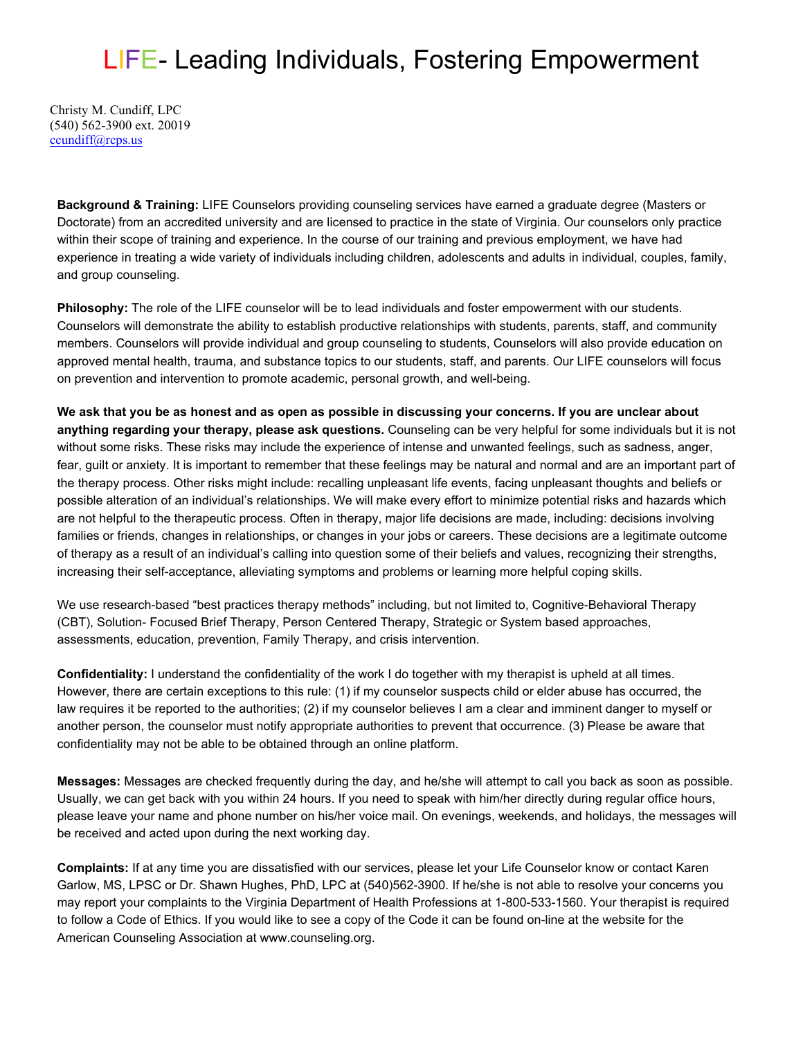# LIFE- Leading Individuals, Fostering Empowerment

Christy M. Cundiff, LPC
(540) 562-3900 ext. 20019
ccundiff@rcps.us

**Background & Training:** LIFE Counselors providing counseling services have earned a graduate degree (Masters or Doctorate) from an accredited university and are licensed to practice in the state of Virginia. Our counselors only practice within their scope of training and experience. In the course of our training and previous employment, we have had experience in treating a wide variety of individuals including children, adolescents and adults in individual, couples, family, and group counseling.

**Philosophy:** The role of the LIFE counselor will be to lead individuals and foster empowerment with our students. Counselors will demonstrate the ability to establish productive relationships with students, parents, staff, and community members. Counselors will provide individual and group counseling to students, Counselors will also provide education on approved mental health, trauma, and substance topics to our students, staff, and parents. Our LIFE counselors will focus on prevention and intervention to promote academic, personal growth, and well-being.

**We ask that you be as honest and as open as possible in discussing your concerns. If you are unclear about anything regarding your therapy, please ask questions.** Counseling can be very helpful for some individuals but it is not without some risks. These risks may include the experience of intense and unwanted feelings, such as sadness, anger, fear, guilt or anxiety. It is important to remember that these feelings may be natural and normal and are an important part of the therapy process. Other risks might include: recalling unpleasant life events, facing unpleasant thoughts and beliefs or possible alteration of an individual's relationships. We will make every effort to minimize potential risks and hazards which are not helpful to the therapeutic process. Often in therapy, major life decisions are made, including: decisions involving families or friends, changes in relationships, or changes in your jobs or careers. These decisions are a legitimate outcome of therapy as a result of an individual's calling into question some of their beliefs and values, recognizing their strengths, increasing their self-acceptance, alleviating symptoms and problems or learning more helpful coping skills.

We use research-based "best practices therapy methods" including, but not limited to, Cognitive-Behavioral Therapy (CBT), Solution- Focused Brief Therapy, Person Centered Therapy, Strategic or System based approaches, assessments, education, prevention, Family Therapy, and crisis intervention.

**Confidentiality:** I understand the confidentiality of the work I do together with my therapist is upheld at all times. However, there are certain exceptions to this rule: (1) if my counselor suspects child or elder abuse has occurred, the law requires it be reported to the authorities; (2) if my counselor believes I am a clear and imminent danger to myself or another person, the counselor must notify appropriate authorities to prevent that occurrence. (3) Please be aware that confidentiality may not be able to be obtained through an online platform.

**Messages:** Messages are checked frequently during the day, and he/she will attempt to call you back as soon as possible. Usually, we can get back with you within 24 hours. If you need to speak with him/her directly during regular office hours, please leave your name and phone number on his/her voice mail. On evenings, weekends, and holidays, the messages will be received and acted upon during the next working day.

**Complaints:** If at any time you are dissatisfied with our services, please let your Life Counselor know or contact Karen Garlow, MS, LPSC or Dr. Shawn Hughes, PhD, LPC at (540)562-3900. If he/she is not able to resolve your concerns you may report your complaints to the Virginia Department of Health Professions at 1-800-533-1560. Your therapist is required to follow a Code of Ethics. If you would like to see a copy of the Code it can be found on-line at the website for the American Counseling Association at www.counseling.org.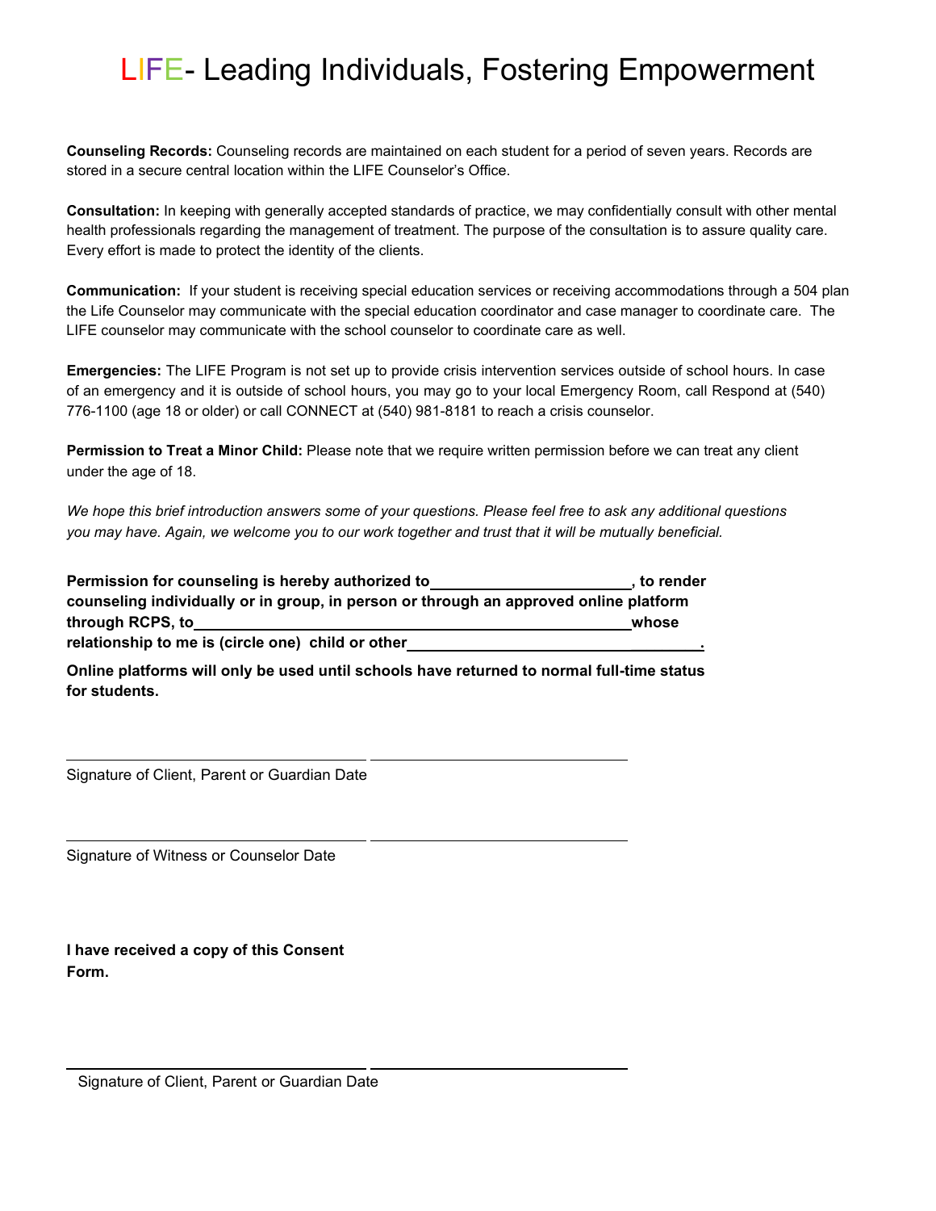# LIFE- Leading Individuals, Fostering Empowerment

**Counseling Records:** Counseling records are maintained on each student for a period of seven years. Records are stored in a secure central location within the LIFE Counselor's Office.

**Consultation:** In keeping with generally accepted standards of practice, we may confidentially consult with other mental health professionals regarding the management of treatment. The purpose of the consultation is to assure quality care. Every effort is made to protect the identity of the clients.

**Communication:** If your student is receiving special education services or receiving accommodations through a 504 plan the Life Counselor may communicate with the special education coordinator and case manager to coordinate care. The LIFE counselor may communicate with the school counselor to coordinate care as well.

**Emergencies:** The LIFE Program is not set up to provide crisis intervention services outside of school hours. In case of an emergency and it is outside of school hours, you may go to your local Emergency Room, call Respond at (540) 776-1100 (age 18 or older) or call CONNECT at (540) 981-8181 to reach a crisis counselor.

**Permission to Treat a Minor Child:** Please note that we require written permission before we can treat any client under the age of 18.

*We hope this brief introduction answers some of your questions. Please feel free to ask any additional questions you may have. Again, we welcome you to our work together and trust that it will be mutually beneficial.*

**Permission for counseling is hereby authorized to\_\_\_\_\_\_\_\_\_\_\_\_\_\_\_\_\_\_\_\_\_\_\_\_, to render counseling individually or in group, in person or through an approved online platform through RCPS, to\_\_\_\_\_\_\_\_\_\_\_\_\_\_\_\_\_\_\_\_\_\_\_\_\_\_\_\_\_\_\_\_\_\_\_\_\_\_\_\_\_\_\_\_\_\_\_\_\_\_whose relationship to me is (circle one) child or other\_\_\_\_\_\_\_\_\_\_\_\_\_\_\_\_\_\_\_\_\_\_\_\_\_\_\_\_\_\_\_\_\_\_.**

**Online platforms will only be used until schools have returned to normal full-time status for students.**

\_\_\_\_\_\_\_\_\_\_\_\_\_\_\_\_\_\_\_\_\_\_\_\_\_\_\_\_\_\_\_\_\_\_\_\_ \_\_\_\_\_\_\_\_\_\_\_\_\_\_\_\_\_\_\_\_\_\_\_\_\_\_\_\_\_\_

Signature of Client, Parent or Guardian Date

\_\_\_\_\_\_\_\_\_\_\_\_\_\_\_\_\_\_\_\_\_\_\_\_\_\_\_\_\_\_\_\_\_\_\_\_ \_\_\_\_\_\_\_\_\_\_\_\_\_\_\_\_\_\_\_\_\_\_\_\_\_\_\_\_\_\_

Signature of Witness or Counselor Date

**I have received a copy of this Consent Form.**

\_\_\_\_\_\_\_\_\_\_\_\_\_\_\_\_\_\_\_\_\_\_\_\_\_\_\_\_\_\_\_\_\_\_\_\_ \_\_\_\_\_\_\_\_\_\_\_\_\_\_\_\_\_\_\_\_\_\_\_\_\_\_\_\_\_\_

Signature of Client, Parent or Guardian Date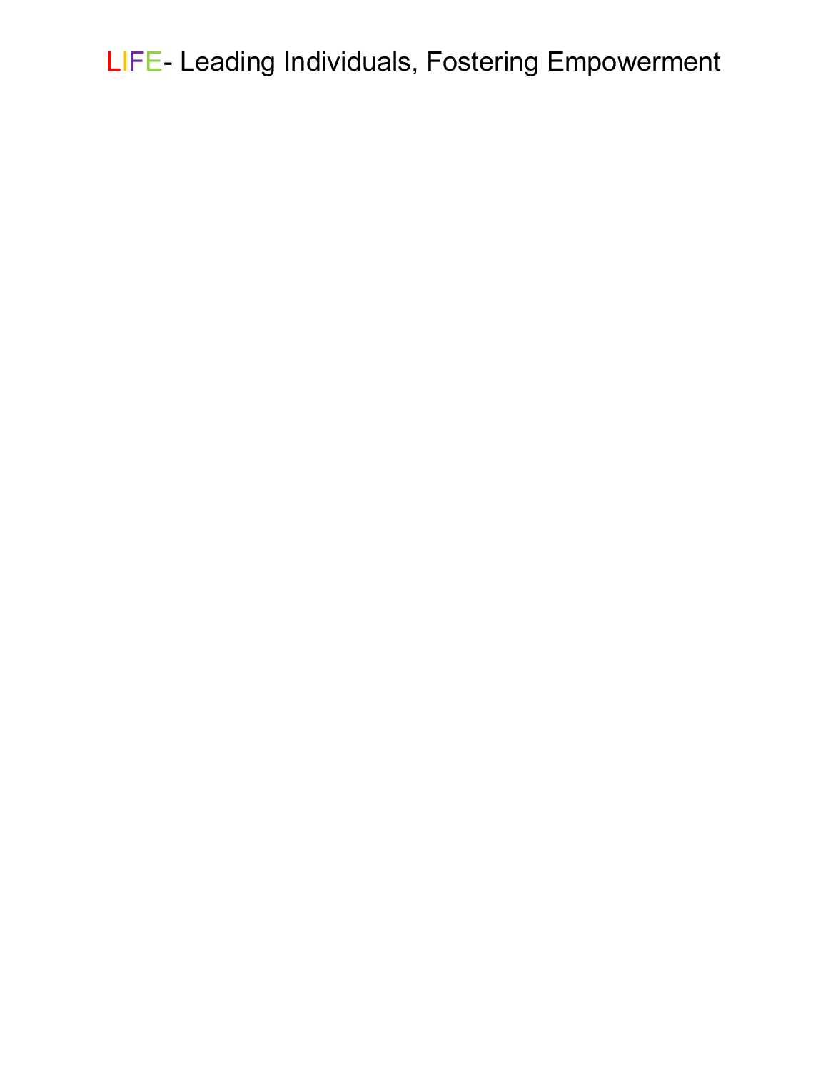LIFE- Leading Individuals, Fostering Empowerment